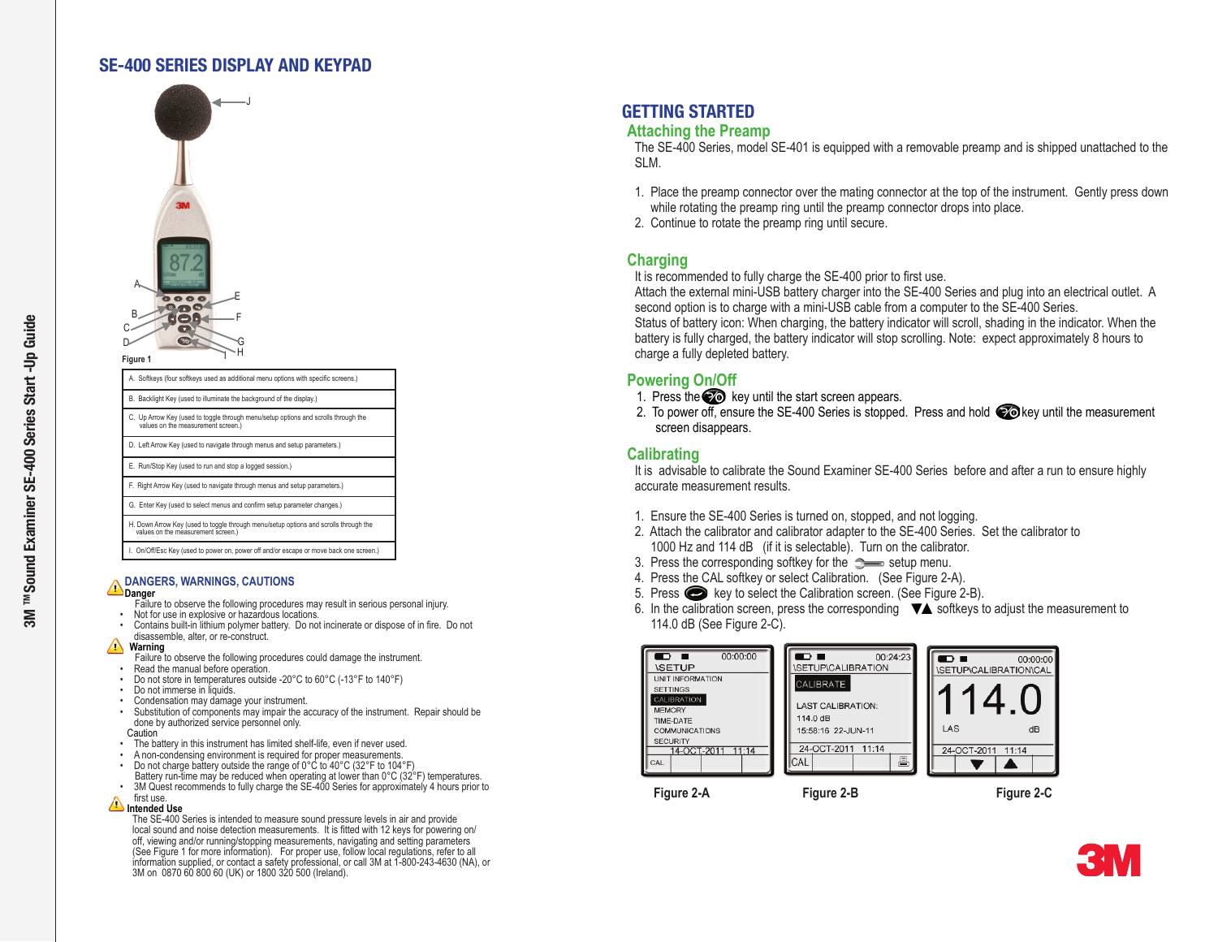# SE-400 SERIES DISPLAY AND KEYPAD

Figure 1

| |
|---|
| A. Softkeys (four softkeys used as additional menu options with specific screens.) |
| B. Backlight Key (used to illuminate the background of the display.) |
| C. Up Arrow Key (used to toggle through menu/setup options and scrolls through the values on the measurement screen.) |
| D. Left Arrow Key (used to navigate through menus and setup parameters.) |
| E. Run/Stop Key (used to run and stop a logged session.) |
| F. Right Arrow Key (used to navigate through menus and setup parameters.) |
| G. Enter Key (used to select menus and confirm setup parameter changes.) |
| H. Down Arrow Key (used to toggle through menu/setup options and scrolls through the values on the measurement screen.) |
| I. On/Off/Esc Key (used to power on, power off and/or escape or move back one screen.) |

## DANGERS, WARNINGS, CAUTIONS

**Danger**

Failure to observe the following procedures may result in serious personal injury.

- Not for use in explosive or hazardous locations.
- Contains built-in lithium polymer battery. Do not incinerate or dispose of in fire. Do not disassemble, alter, or re-construct.

**Warning**

Failure to observe the following procedures could damage the instrument.

- Read the manual before operation.
- Do not store in temperatures outside -20°C to 60°C (-13°F to 140°F)
- Do not immerse in liquids.
- Condensation may damage your instrument.
- Substitution of components may impair the accuracy of the instrument. Repair should be done by authorized service personnel only.

Caution

- The battery in this instrument has limited shelf-life, even if never used.
- A non-condensing environment is required for proper measurements.
- Do not charge battery outside the range of 0°C to 40°C (32°F to 104°F) Battery run-time may be reduced when operating at lower than 0°C (32°F) temperatures.
- 3M Quest recommends to fully charge the SE-400 Series for approximately 4 hours prior to first use.

**Intended Use**

The SE-400 Series is intended to measure sound pressure levels in air and provide local sound and noise detection measurements. It is fitted with 12 keys for powering on/off, viewing and/or running/stopping measurements, navigating and setting parameters (See Figure 1 for more information). For proper use, follow local regulations, refer to all information supplied, or contact a safety professional, or call 3M at 1-800-243-4630 (NA), or 3M on 0870 60 800 60 (UK) or 1800 320 500 (Ireland).

# GETTING STARTED

## Attaching the Preamp

The SE-400 Series, model SE-401 is equipped with a removable preamp and is shipped unattached to the SLM.

1. Place the preamp connector over the mating connector at the top of the instrument. Gently press down while rotating the preamp ring until the preamp connector drops into place.
2. Continue to rotate the preamp ring until secure.

## Charging

It is recommended to fully charge the SE-400 prior to first use.
Attach the external mini-USB battery charger into the SE-400 Series and plug into an electrical outlet. A second option is to charge with a mini-USB cable from a computer to the SE-400 Series.
Status of battery icon: When charging, the battery indicator will scroll, shading in the indicator. When the battery is fully charged, the battery indicator will stop scrolling. Note: expect approximately 8 hours to charge a fully depleted battery.

## Powering On/Off

1. Press the key until the start screen appears.
2. To power off, ensure the SE-400 Series is stopped. Press and hold key until the measurement screen disappears.

## Calibrating

It is advisable to calibrate the Sound Examiner SE-400 Series before and after a run to ensure highly accurate measurement results.

1. Ensure the SE-400 Series is turned on, stopped, and not logging.
2. Attach the calibrator and calibrator adapter to the SE-400 Series. Set the calibrator to 1000 Hz and 114 dB (if it is selectable). Turn on the calibrator.
3. Press the corresponding softkey for the setup menu.
4. Press the CAL softkey or select Calibration. (See Figure 2-A).
5. Press key to select the Calibration screen. (See Figure 2-B).
6. In the calibration screen, press the corresponding ▼▲ softkeys to adjust the measurement to 114.0 dB (See Figure 2-C).

Figure 2-A

Figure 2-B

Figure 2-C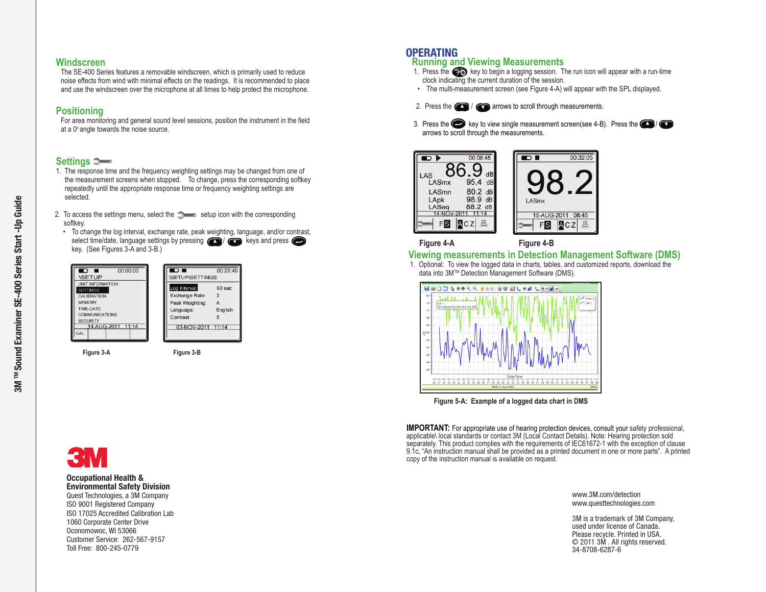## Windscreen

The SE-400 Series features a removable windscreen, which is primarily used to reduce noise effects from wind with minimal effects on the readings. It is recommended to place and use the windscreen over the microphone at all times to help protect the microphone.

## Positioning

For area monitoring and general sound level sessions, position the instrument in the field at a 0° angle towards the noise source.

## Settings

1. The response time and the frequency weighting settings may be changed from one of the measurement screens when stopped. To change, press the corresponding softkey repeatedly until the appropriate response time or frequency weighting settings are selected.

2. To access the settings menu, select the setup icon with the corresponding softkey.
   - To change the log interval, exchange rate, peak weighting, language, and/or contrast, select time/date, language settings by pressing / keys and press key. (See Figures 3-A and 3-B.)

00:00:00
\SETUP
UNIT INFORMATION
SETTINGS
CALIBRATION
MEMORY
TIME-DATE
COMMUNICATIONS
SECURITY
14-AUG-2011 11:14
CAL

Figure 3-A

00:22:49
\SETUP\SETTINGS
Log Interval: 60 sec
Exchange Rate: 3
Peak Weighting: A
Language: English
Contrast: 5
03-NOV-2011 11:14

Figure 3-B

Occupational Health & Environmental Safety Division
Quest Technologies, a 3M Company
ISO 9001 Registered Company
ISO 17025 Accredited Calibration Lab
1060 Corporate Center Drive
Oconomowoc, WI 53066
Customer Service: 262-567-9157
Toll Free: 800-245-0779

# OPERATING

## Running and Viewing Measurements

1. Press the key to begin a logging session. The run icon will appear with a run-time clock indicating the current duration of the session.
   - The multi-measurement screen (see Figure 4-A) will appear with the SPL displayed.
2. Press the / arrows to scroll through measurements.
3. Press the key to view single measurement screen(see 4-B). Press the / arrows to scroll through the measurements.

00:08:45
LAS 86.9 dB
LASmx 95.4 dB
LASmn 80.2 dB
LApk 98.9 dB
LASeq 88.2 dB
14-NOV-2011 11:14
F S A C Z

Figure 4-A

00:32:05
98.2
LASmx
15-AUG-2011 08:45
F S A C Z

Figure 4-B

## Viewing measurements in Detection Management Software (DMS)

1. Optional: To view the logged data in charts, tables, and customized reports, download the data into 3M™ Detection Management Software (DMS).

Figure 5-A: Example of a logged data chart in DMS

**IMPORTANT:** For appropriate use of hearing protection devices, consult your safety professional, applicable\ local standards or contact 3M (Local Contact Details). Note: Hearing protection sold separately. This product complies with the requirements of IEC61672-1 with the exception of clause 9.1c, "An instruction manual shall be provided as a printed document in one or more parts". A printed copy of the instruction manual is available on request.

www.3M.com/detection
www.questtechnologies.com

3M is a trademark of 3M Company, used under license of Canada.
Please recycle. Printed in USA.
© 2011 3M . All rights reserved.
34-8708-6287-6